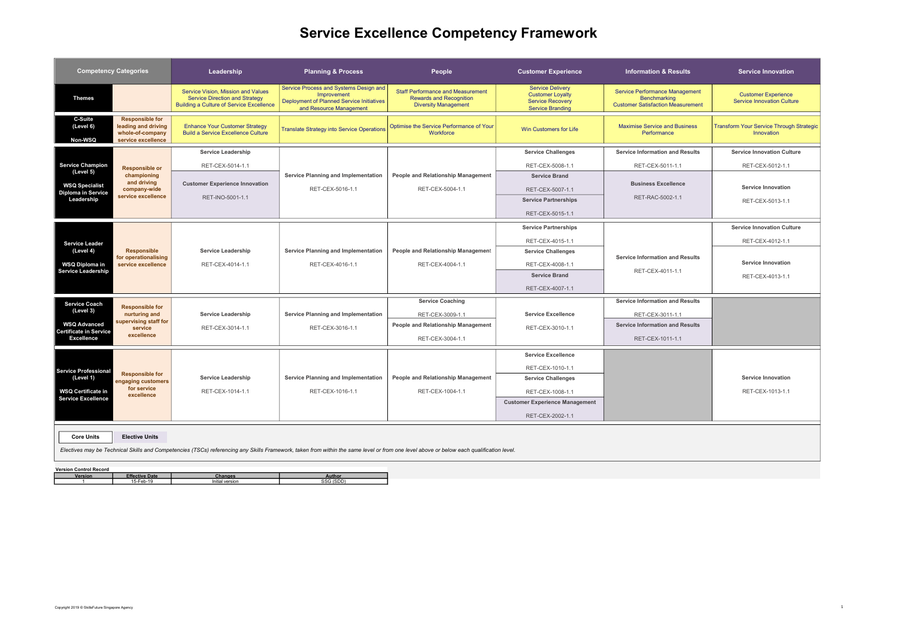# Service Excellence Competency Framework

| Competency Categories | | Leadership | Planning & Process | People | Customer Experience | Information & Results | Service Innovation |
|---|---|---|---|---|---|---|---|
| **Themes** | | Service Vision, Mission and Values<br>Service Direction and Strategy<br>Building a Culture of Service Excellence | Service Process and Systems Design and Improvement<br>Deployment of Planned Service Initiatives and Resource Management | Staff Performance and Measurement<br>Rewards and Recognition<br>Diversity Management | Service Delivery<br>Customer Loyalty<br>Service Recovery<br>Service Branding | Service Performance Management<br>Benchmarking<br>Customer Satisfaction Measurement | Customer Experience<br>Service Innovation Culture |
| **C-Suite (Level 6)**<br><br>**Non-WSQ** | **Responsible for leading and driving whole-of-company service excellence** | Enhance Your Customer Strategy<br>Build a Service Excellence Culture | Translate Strategy into Service Operations | Optimise the Service Performance of Your Workforce | Win Customers for Life | Maximise Service and Business Performance | Transform Your Service Through Strategic Innovation |
| **Service Champion (Level 5)**<br><br>**WSQ Specialist Diploma in Service Leadership** | **Responsible or championing and driving company-wide service excellence** | **Service Leadership**<br>RET-CEX-5014-1.1<br><br>**Customer Experience Innovation**<br>RET-INO-5001-1.1 | **Service Planning and Implementation**<br>RET-CEX-5016-1.1 | **People and Relationship Management**<br>RET-CEX-5004-1.1 | **Service Challenges**<br>RET-CEX-5008-1.1<br><br>**Service Brand**<br>RET-CEX-5007-1.1<br><br>**Service Partnerships**<br>RET-CEX-5015-1.1 | **Service Information and Results**<br>RET-CEX-5011-1.1<br><br>**Business Excellence**<br>RET-RAC-5002-1.1 | **Service Innovation Culture**<br>RET-CEX-5012-1.1<br><br>**Service Innovation**<br>RET-CEX-5013-1.1 |
| **Service Leader (Level 4)**<br><br>**WSQ Diploma in Service Leadership** | **Responsible for operationalising service excellence** | **Service Leadership**<br>RET-CEX-4014-1.1 | **Service Planning and Implementation**<br>RET-CEX-4016-1.1 | **People and Relationship Management**<br>RET-CEX-4004-1.1 | **Service Partnerships**<br>RET-CEX-4015-1.1<br><br>**Service Challenges**<br>RET-CEX-4008-1.1<br><br>**Service Brand**<br>RET-CEX-4007-1.1 | **Service Information and Results**<br>RET-CEX-4011-1.1 | **Service Innovation Culture**<br>RET-CEX-4012-1.1<br><br>**Service Innovation**<br>RET-CEX-4013-1.1 |
| **Service Coach (Level 3)**<br><br>**WSQ Advanced Certificate in Service Excellence** | **Responsible for nurturing and supervising staff for service excellence** | **Service Leadership**<br>RET-CEX-3014-1.1 | **Service Planning and Implementation**<br>RET-CEX-3016-1.1 | **Service Coaching**<br>RET-CEX-3009-1.1<br><br>**People and Relationship Management**<br>RET-CEX-3004-1.1 | **Service Excellence**<br>RET-CEX-3010-1.1 | **Service Information and Results**<br>RET-CEX-3011-1.1<br><br>**Service Information and Results**<br>RET-CEX-1011-1.1 | |
| **Service Professional (Level 1)**<br><br>**WSQ Certificate in Service Excellence** | **Responsible for engaging customers for service excellence** | **Service Leadership**<br>RET-CEX-1014-1.1 | **Service Planning and Implementation**<br>RET-CEX-1016-1.1 | **People and Relationship Management**<br>RET-CEX-1004-1.1 | **Service Excellence**<br>RET-CEX-1010-1.1<br><br>**Service Challenges**<br>RET-CEX-1008-1.1<br><br>**Customer Experience Management**<br>RET-CEX-2002-1.1 | | **Service Innovation**<br>RET-CEX-1013-1.1 |

**Core Units** | **Elective Units**

*Electives may be Technical Skills and Competencies (TSCs) referencing any Skills Framework, taken from within the same level or from one level above or below each qualification level.*

**Version Control Record**

| Version | Effective Date | Changes | Author |
|---|---|---|---|
| 1 | 15-Feb-19 | Initial version | SSG (SDD) |

Copyright 2019 © SkillsFuture Singapore Agency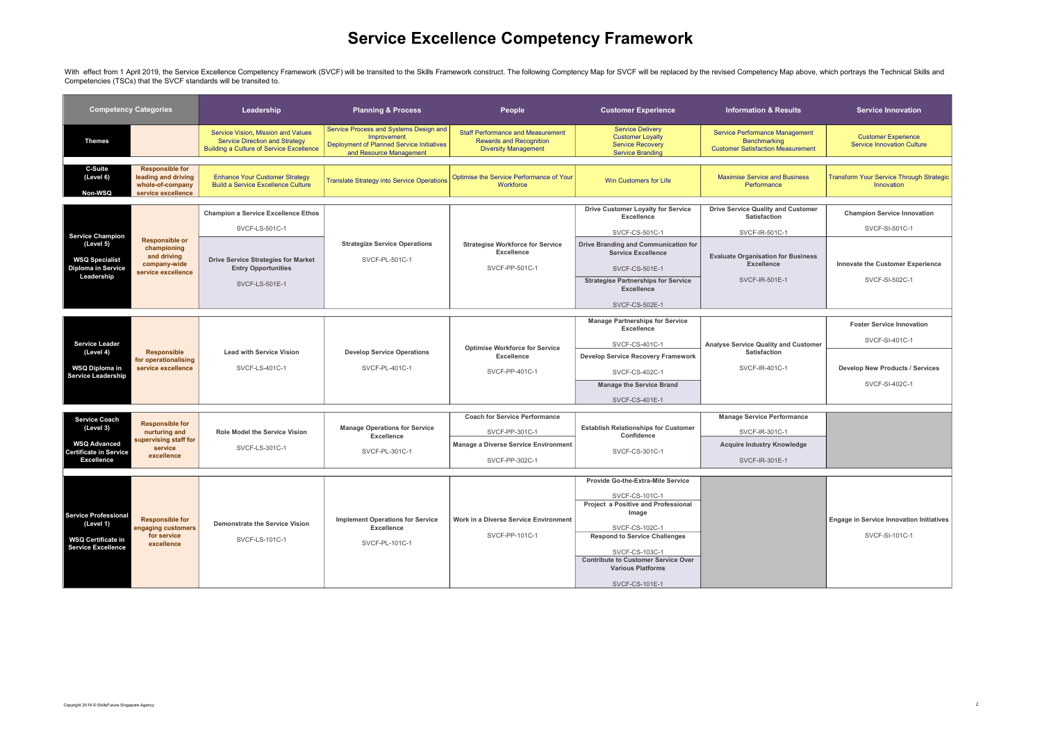# Service Excellence Competency Framework

With effect from 1 April 2019, the Service Excellence Competency Framework (SVCF) will be transited to the Skills Framework construct. The following Comptency Map for SVCF will be replaced by the revised Competency Map above, which portrays the Technical Skills and Competencies (TSCs) that the SVCF standards will be transited to.

| Competency Categories | | Leadership | Planning & Process | People | Customer Experience | Information & Results | Service Innovation |
|---|---|---|---|---|---|---|---|
| **Themes** | | Service Vision, Mission and Values<br>Service Direction and Strategy<br>Building a Culture of Service Excellence | Service Process and Systems Design and Improvement<br>Deployment of Planned Service Initiatives and Resource Management | Staff Performance and Measurement<br>Rewards and Recognition<br>Diversity Management | Service Delivery<br>Customer Loyalty<br>Service Recovery<br>Service Branding | Service Performance Management<br>Benchmarking<br>Customer Satisfaction Measurement | Customer Experience<br>Service Innovation Culture |
| **C-Suite (Level 6)**<br>**Non-WSQ** | **Responsible for leading and driving whole-of-company service excellence** | Enhance Your Customer Strategy<br>Build a Service Excellence Culture | Translate Strategy into Service Operations | Optimise the Service Performance of Your Workforce | Win Customers for Life | Maximise Service and Business Performance | Transform Your Service Through Strategic Innovation |
| **Service Champion (Level 5)**<br>**WSQ Specialist Diploma in Service Leadership** | **Responsible or championing and driving company-wide service excellence** | **Champion a Service Excellence Ethos**<br>SVCF-LS-501C-1<br>**Drive Service Strategies for Market Entry Opportunities**<br>SVCF-LS-501E-1 | **Strategize Service Operations**<br>SVCF-PL-501C-1 | **Strategise Workforce for Service Excellence**<br>SVCF-PP-501C-1 | **Drive Customer Loyalty for Service Excellence**<br>SVCF-CS-501C-1<br>**Drive Branding and Communication for Service Excellence**<br>SVCF-CS-501E-1<br>**Strategise Partnerships for Service Excellence**<br>SVCF-CS-502E-1 | **Drive Service Quality and Customer Satisfaction**<br>SVCF-IR-501C-1<br>**Evaluate Organisation for Business Excellence**<br>SVCF-IR-501E-1 | **Champion Service Innovation**<br>SVCF-SI-501C-1<br>**Innovate the Customer Experience**<br>SVCF-SI-502C-1 |
| **Service Leader (Level 4)**<br>**WSQ Diploma in Service Leadership** | **Responsible for operationalising service excellence** | **Lead with Service Vision**<br>SVCF-LS-401C-1 | **Develop Service Operations**<br>SVCF-PL-401C-1 | **Optimise Workforce for Service Excellence**<br>SVCF-PP-401C-1 | **Manage Partnerships for Service Excellence**<br>SVCF-CS-401C-1<br>**Develop Service Recovery Framework**<br>SVCF-CS-402C-1<br>**Manage the Service Brand**<br>SVCF-CS-401E-1 | **Analyse Service Quality and Customer Satisfaction**<br>SVCF-IR-401C-1 | **Foster Service Innovation**<br>SVCF-SI-401C-1<br>**Develop New Products / Services**<br>SVCF-SI-402C-1 |
| **Service Coach (Level 3)**<br>**WSQ Advanced Certificate in Service Excellence** | **Responsible for nurturing and supervising staff for service excellence** | **Role Model the Service Vision**<br>SVCF-LS-301C-1 | **Manage Operations for Service Excellence**<br>SVCF-PL-301C-1 | **Coach for Service Performance**<br>SVCF-PP-301C-1<br>**Manage a Diverse Service Environment**<br>SVCF-PP-302C-1 | **Establish Relationships for Customer Confidence**<br>SVCF-CS-301C-1 | **Manage Service Performance**<br>SVCF-IR-301C-1<br>**Acquire Industry Knowledge**<br>SVCF-IR-301E-1 | |
| **Service Professional (Level 1)**<br>**WSQ Certificate in Service Excellence** | **Responsible for engaging customers for service excellence** | **Demonstrate the Service Vision**<br>SVCF-LS-101C-1 | **Implement Operations for Service Excellence**<br>SVCF-PL-101C-1 | **Work in a Diverse Service Environment**<br>SVCF-PP-101C-1 | **Provide Go-the-Extra-Mile Service**<br>SVCF-CS-101C-1<br>**Project a Positive and Professional Image**<br>SVCF-CS-102C-1<br>**Respond to Service Challenges**<br>SVCF-CS-103C-1<br>**Contribute to Customer Service Over Various Platforms**<br>SVCF-CS-101E-1 | | **Engage in Service Innovation Initiatives**<br>SVCF-SI-101C-1 |

Copyright 2019 © SkillsFuture Singapore Agency